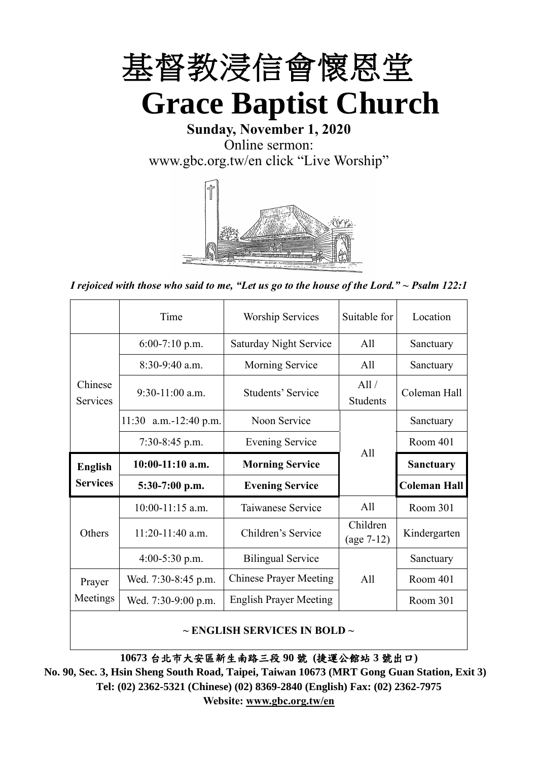# 基督教浸信會懷恩堂

# Grace Baptist Church

**Sunday, November 1, 2020**

Online sermon:

www.gbc.org.tw/en click "Live Worship"

*I rejoiced with those who said to me, "Let us go to the house of the Lord." ~ Psalm 122:1*

| | Time | Worship Services | Suitable for | Location |
|---|---|---|---|---|
| Chinese Services | 6:00-7:10 p.m. | Saturday Night Service | All | Sanctuary |
| | 8:30-9:40 a.m. | Morning Service | All | Sanctuary |
| | 9:30-11:00 a.m. | Students' Service | All / Students | Coleman Hall |
| | 11:30 a.m.-12:40 p.m. | Noon Service | All | Sanctuary |
| | 7:30-8:45 p.m. | Evening Service | | Room 401 |
| **English Services** | **10:00-11:10 a.m.** | **Morning Service** | | **Sanctuary** |
| | **5:30-7:00 p.m.** | **Evening Service** | | **Coleman Hall** |
| Others | 10:00-11:15 a.m. | Taiwanese Service | All | Room 301 |
| | 11:20-11:40 a.m. | Children's Service | Children (age 7-12) | Kindergarten |
| | 4:00-5:30 p.m. | Bilingual Service | All | Sanctuary |
| Prayer Meetings | Wed. 7:30-8:45 p.m. | Chinese Prayer Meeting | | Room 401 |
| | Wed. 7:30-9:00 p.m. | English Prayer Meeting | | Room 301 |

**~ ENGLISH SERVICES IN BOLD ~**

**10673 台北市大安區新生南路三段 90 號 (捷運公館站 3 號出口)**

**No. 90, Sec. 3, Hsin Sheng South Road, Taipei, Taiwan 10673 (MRT Gong Guan Station, Exit 3)**

**Tel: (02) 2362-5321 (Chinese) (02) 8369-2840 (English) Fax: (02) 2362-7975**

**Website: www.gbc.org.tw/en**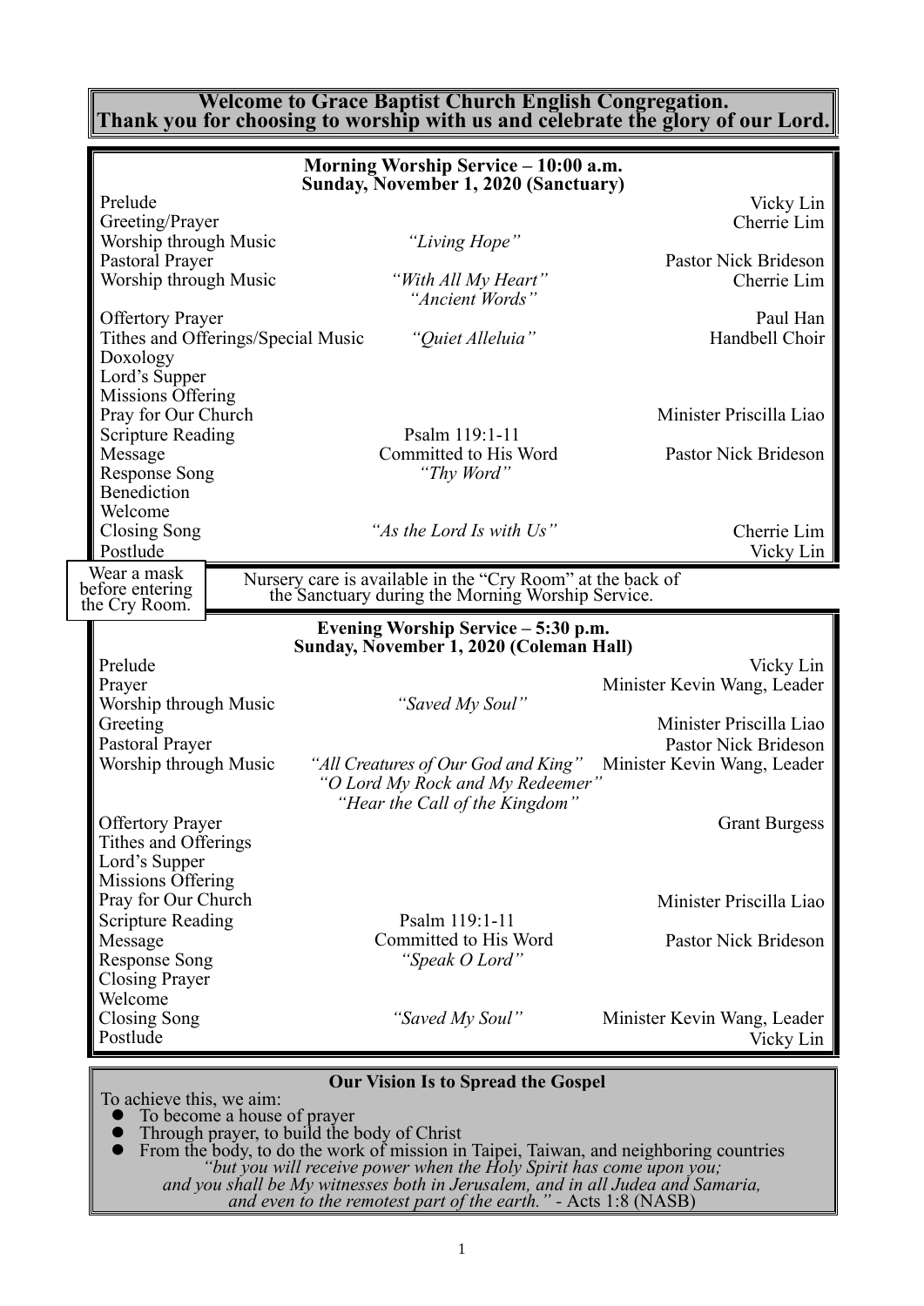**Welcome to Grace Baptist Church English Congregation.**
**Thank you for choosing to worship with us and celebrate the glory of our Lord.**

## Morning Worship Service – 10:00 a.m.
### Sunday, November 1, 2020 (Sanctuary)

| | | |
|---|---|---|
| Prelude | | Vicky Lin |
| Greeting/Prayer | | Cherrie Lim |
| Worship through Music | *"Living Hope"* | |
| Pastoral Prayer | | Pastor Nick Brideson |
| Worship through Music | *"With All My Heart"* *"Ancient Words"* | Cherrie Lim |
| Offertory Prayer | | Paul Han |
| Tithes and Offerings/Special Music | *"Quiet Alleluia"* | Handbell Choir |
| Doxology | | |
| Lord's Supper | | |
| Missions Offering | | |
| Pray for Our Church | | Minister Priscilla Liao |
| Scripture Reading | Psalm 119:1-11 | |
| Message | Committed to His Word | Pastor Nick Brideson |
| Response Song | *"Thy Word"* | |
| Benediction | | |
| Welcome | | |
| Closing Song | *"As the Lord Is with Us"* | Cherrie Lim |
| Postlude | | Vicky Lin |

Wear a mask before entering the Cry Room.

Nursery care is available in the "Cry Room" at the back of the Sanctuary during the Morning Worship Service.

## Evening Worship Service – 5:30 p.m.
### Sunday, November 1, 2020 (Coleman Hall)

| | | |
|---|---|---|
| Prelude | | Vicky Lin |
| Prayer | | Minister Kevin Wang, Leader |
| Worship through Music | *"Saved My Soul"* | |
| Greeting | | Minister Priscilla Liao |
| Pastoral Prayer | | Pastor Nick Brideson |
| Worship through Music | *"All Creatures of Our God and King"* *"O Lord My Rock and My Redeemer"* *"Hear the Call of the Kingdom"* | Minister Kevin Wang, Leader |
| Offertory Prayer | | Grant Burgess |
| Tithes and Offerings | | |
| Lord's Supper | | |
| Missions Offering | | |
| Pray for Our Church | | Minister Priscilla Liao |
| Scripture Reading | Psalm 119:1-11 | |
| Message | Committed to His Word | Pastor Nick Brideson |
| Response Song | *"Speak O Lord"* | |
| Closing Prayer | | |
| Welcome | | |
| Closing Song | *"Saved My Soul"* | Minister Kevin Wang, Leader |
| Postlude | | Vicky Lin |

## Our Vision Is to Spread the Gospel

To achieve this, we aim:

- To become a house of prayer
- Through prayer, to build the body of Christ
- From the body, to do the work of mission in Taipei, Taiwan, and neighboring countries

*"but you will receive power when the Holy Spirit has come upon you; and you shall be My witnesses both in Jerusalem, and in all Judea and Samaria, and even to the remotest part of the earth."* - Acts 1:8 (NASB)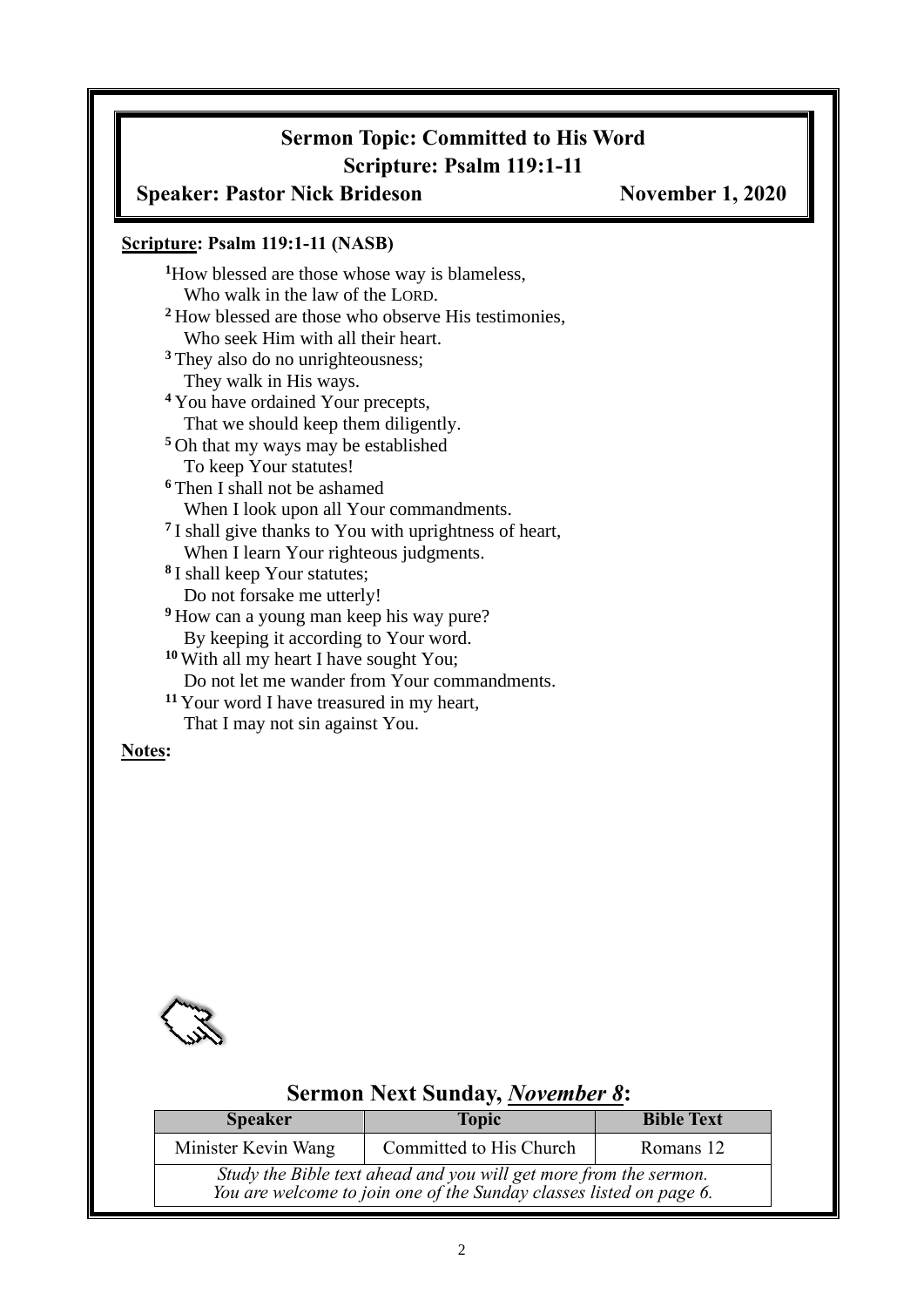# Sermon Topic: Committed to His Word

## Scripture: Psalm 119:1-11

**Speaker: Pastor Nick Brideson** **November 1, 2020**

**Scripture: Psalm 119:1-11 (NASB)**

[1] How blessed are those whose way is blameless,
Who walk in the law of the LORD.
[2] How blessed are those who observe His testimonies,
Who seek Him with all their heart.
[3] They also do no unrighteousness;
They walk in His ways.
[4] You have ordained Your precepts,
That we should keep them diligently.
[5] Oh that my ways may be established
To keep Your statutes!
[6] Then I shall not be ashamed
When I look upon all Your commandments.
[7] I shall give thanks to You with uprightness of heart,
When I learn Your righteous judgments.
[8] I shall keep Your statutes;
Do not forsake me utterly!
[9] How can a young man keep his way pure?
By keeping it according to Your word.
[10] With all my heart I have sought You;
Do not let me wander from Your commandments.
[11] Your word I have treasured in my heart,
That I may not sin against You.

**Notes:**

## Sermon Next Sunday, *November 8*:

| Speaker | Topic | Bible Text |
|---|---|---|
| Minister Kevin Wang | Committed to His Church | Romans 12 |
| *Study the Bible text ahead and you will get more from the sermon. You are welcome to join one of the Sunday classes listed on page 6.* | | |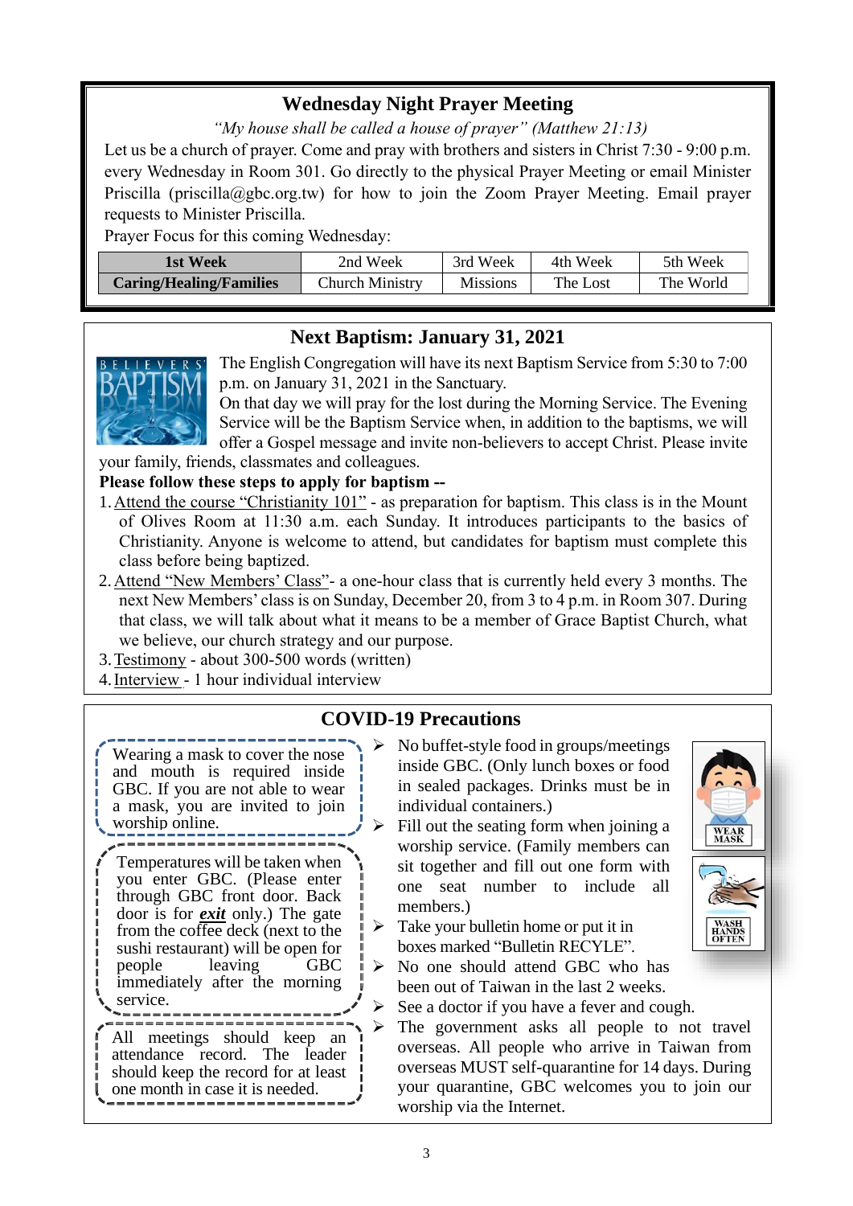## Wednesday Night Prayer Meeting

*"My house shall be called a house of prayer" (Matthew 21:13)*

Let us be a church of prayer. Come and pray with brothers and sisters in Christ 7:30 - 9:00 p.m. every Wednesday in Room 301. Go directly to the physical Prayer Meeting or email Minister Priscilla (priscilla@gbc.org.tw) for how to join the Zoom Prayer Meeting. Email prayer requests to Minister Priscilla.

Prayer Focus for this coming Wednesday:

| **1st Week** | 2nd Week | 3rd Week | 4th Week | 5th Week |
|---|---|---|---|---|
| **Caring/Healing/Families** | Church Ministry | Missions | The Lost | The World |

## Next Baptism: January 31, 2021

The English Congregation will have its next Baptism Service from 5:30 to 7:00 p.m. on January 31, 2021 in the Sanctuary.

On that day we will pray for the lost during the Morning Service. The Evening Service will be the Baptism Service when, in addition to the baptisms, we will offer a Gospel message and invite non-believers to accept Christ. Please invite your family, friends, classmates and colleagues.

**Please follow these steps to apply for baptism --**

1. Attend the course "Christianity 101" - as preparation for baptism. This class is in the Mount of Olives Room at 11:30 a.m. each Sunday. It introduces participants to the basics of Christianity. Anyone is welcome to attend, but candidates for baptism must complete this class before being baptized.
2. Attend "New Members' Class"- a one-hour class that is currently held every 3 months. The next New Members' class is on Sunday, December 20, from 3 to 4 p.m. in Room 307. During that class, we will talk about what it means to be a member of Grace Baptist Church, what we believe, our church strategy and our purpose.
3. Testimony - about 300-500 words (written)
4. Interview - 1 hour individual interview

## COVID-19 Precautions

Wearing a mask to cover the nose and mouth is required inside GBC. If you are not able to wear a mask, you are invited to join worship online.

Temperatures will be taken when you enter GBC. (Please enter through GBC front door. Back door is for ***exit*** only.) The gate from the coffee deck (next to the sushi restaurant) will be open for people leaving GBC immediately after the morning service.

All meetings should keep an attendance record. The leader should keep the record for at least one month in case it is needed.

- No buffet-style food in groups/meetings inside GBC. (Only lunch boxes or food in sealed packages. Drinks must be in individual containers.)
- Fill out the seating form when joining a worship service. (Family members can sit together and fill out one form with one seat number to include all members.)
- Take your bulletin home or put it in boxes marked "Bulletin RECYLE".
- No one should attend GBC who has been out of Taiwan in the last 2 weeks.
- See a doctor if you have a fever and cough.
- The government asks all people to not travel overseas. All people who arrive in Taiwan from overseas MUST self-quarantine for 14 days. During your quarantine, GBC welcomes you to join our worship via the Internet.

WEAR MASK

WASH HANDS OFTEN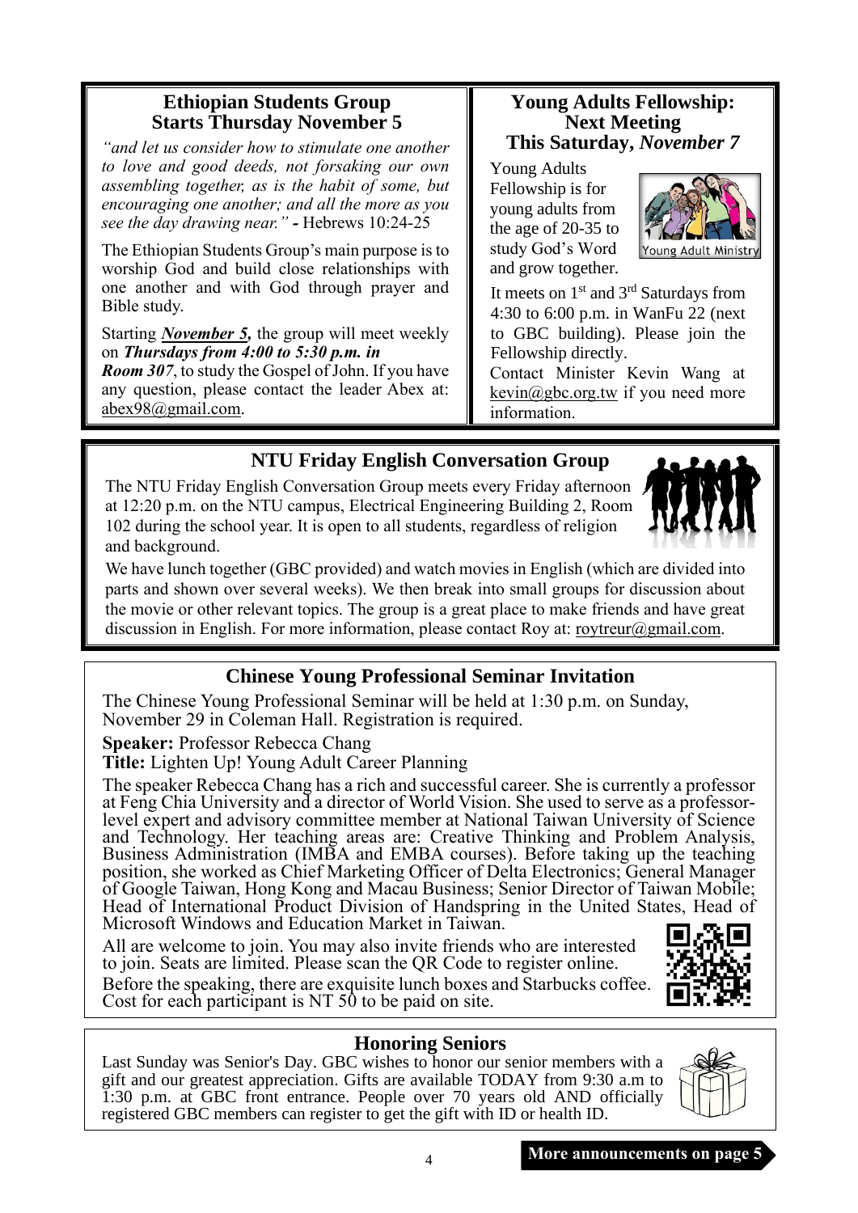## Ethiopian Students Group Starts Thursday November 5

*"and let us consider how to stimulate one another to love and good deeds, not forsaking our own assembling together, as is the habit of some, but encouraging one another; and all the more as you see the day drawing near."* **-** Hebrews 10:24-25

The Ethiopian Students Group's main purpose is to worship God and build close relationships with one another and with God through prayer and Bible study.

Starting ***November 5,*** the group will meet weekly on ***Thursdays from 4:00 to 5:30 p.m. in Room 307***, to study the Gospel of John. If you have any question, please contact the leader Abex at: abex98@gmail.com.

## Young Adults Fellowship: Next Meeting This Saturday, *November 7*

Young Adults Fellowship is for young adults from the age of 20-35 to study God's Word and grow together.

Young Adult Ministry

It meets on 1st and 3rd Saturdays from 4:30 to 6:00 p.m. in WanFu 22 (next to GBC building). Please join the Fellowship directly.

Contact Minister Kevin Wang at kevin@gbc.org.tw if you need more information.

## NTU Friday English Conversation Group

The NTU Friday English Conversation Group meets every Friday afternoon at 12:20 p.m. on the NTU campus, Electrical Engineering Building 2, Room 102 during the school year. It is open to all students, regardless of religion and background.

We have lunch together (GBC provided) and watch movies in English (which are divided into parts and shown over several weeks). We then break into small groups for discussion about the movie or other relevant topics. The group is a great place to make friends and have great discussion in English. For more information, please contact Roy at: roytreur@gmail.com.

## Chinese Young Professional Seminar Invitation

The Chinese Young Professional Seminar will be held at 1:30 p.m. on Sunday, November 29 in Coleman Hall. Registration is required.

**Speaker:** Professor Rebecca Chang

**Title:** Lighten Up! Young Adult Career Planning

The speaker Rebecca Chang has a rich and successful career. She is currently a professor at Feng Chia University and a director of World Vision. She used to serve as a professor-level expert and advisory committee member at National Taiwan University of Science and Technology. Her teaching areas are: Creative Thinking and Problem Analysis, Business Administration (IMBA and EMBA courses). Before taking up the teaching position, she worked as Chief Marketing Officer of Delta Electronics; General Manager of Google Taiwan, Hong Kong and Macau Business; Senior Director of Taiwan Mobile; Head of International Product Division of Handspring in the United States, Head of Microsoft Windows and Education Market in Taiwan.

All are welcome to join. You may also invite friends who are interested to join. Seats are limited. Please scan the QR Code to register online.

Before the speaking, there are exquisite lunch boxes and Starbucks coffee. Cost for each participant is NT 50 to be paid on site.

## Honoring Seniors

Last Sunday was Senior's Day. GBC wishes to honor our senior members with a gift and our greatest appreciation. Gifts are available TODAY from 9:30 a.m to 1:30 p.m. at GBC front entrance. People over 70 years old AND officially registered GBC members can register to get the gift with ID or health ID.

**More announcements on page 5**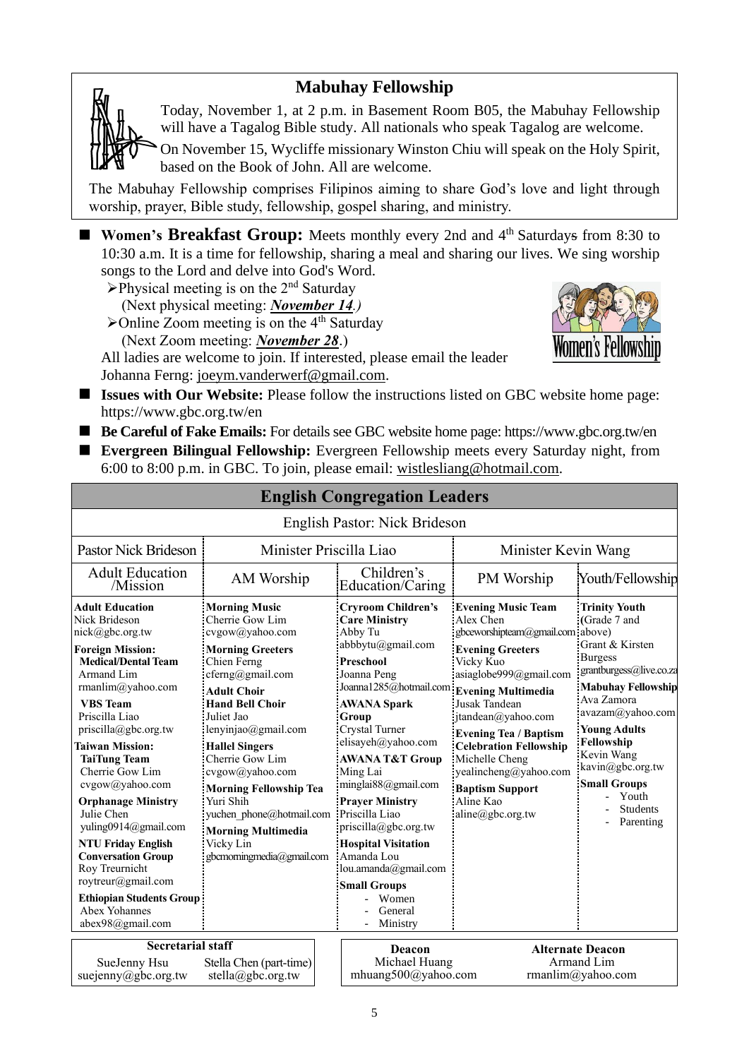## Mabuhay Fellowship

Today, November 1, at 2 p.m. in Basement Room B05, the Mabuhay Fellowship will have a Tagalog Bible study. All nationals who speak Tagalog are welcome.

On November 15, Wycliffe missionary Winston Chiu will speak on the Holy Spirit, based on the Book of John. All are welcome.

The Mabuhay Fellowship comprises Filipinos aiming to share God's love and light through worship, prayer, Bible study, fellowship, gospel sharing, and ministry.

- **Women's Breakfast Group:** Meets monthly every 2nd and 4th Saturdays from 8:30 to 10:30 a.m. It is a time for fellowship, sharing a meal and sharing our lives. We sing worship songs to the Lord and delve into God's Word.
  - Physical meeting is on the 2nd Saturday (Next physical meeting: ***November 14**.*)
  - Online Zoom meeting is on the 4th Saturday (Next Zoom meeting: ***November 28***.)

  All ladies are welcome to join. If interested, please email the leader Johanna Ferng: joeym.vanderwerf@gmail.com.
- **Issues with Our Website:** Please follow the instructions listed on GBC website home page: https://www.gbc.org.tw/en
- **Be Careful of Fake Emails:** For details see GBC website home page: https://www.gbc.org.tw/en
- **Evergreen Bilingual Fellowship:** Evergreen Fellowship meets every Saturday night, from 6:00 to 8:00 p.m. in GBC. To join, please email: wistlesliang@hotmail.com.

## English Congregation Leaders

English Pastor: Nick Brideson

| Pastor Nick Brideson | Minister Priscilla Liao | | Minister Kevin Wang | |
|---|---|---|---|---|
| Adult Education /Mission | AM Worship | Children's Education/Caring | PM Worship | Youth/Fellowship |
| **Adult Education** Nick Brideson nick@gbc.org.tw<br>**Foreign Mission:** **Medical/Dental Team** Armand Lim rmanlim@yahoo.com<br>**VBS Team** Priscilla Liao priscilla@gbc.org.tw<br>**Taiwan Mission:** **TaiTung Team** Cherrie Gow Lim cvgow@yahoo.com<br>**Orphanage Ministry** Julie Chen yuling0914@gmail.com<br>**NTU Friday English Conversation Group** Roy Treurnicht roytreur@gmail.com<br>**Ethiopian Students Group** Abex Yohannes abex98@gmail.com | **Morning Music** Cherrie Gow Lim cvgow@yahoo.com<br>**Morning Greeters** Chien Ferng cferng@gmail.com<br>**Adult Choir**<br>**Hand Bell Choir** Juliet Jao lenyinjao@gmail.com<br>**Hallel Singers** Cherrie Gow Lim cvgow@yahoo.com<br>**Morning Fellowship Tea** Yuri Shih yuchen_phone@hotmail.com<br>**Morning Multimedia** Vicky Lin gbcmorningmedia@gmail.com | **Cryroom Children's Care Ministry** Abby Tu abbbytu@gmail.com<br>**Preschool** Joanna Peng Joanna1285@hotmail.com<br>**AWANA Spark Group** Crystal Turner elisayeh@yahoo.com<br>**AWANA T&T Group** Ming Lai minglai88@gmail.com<br>**Prayer Ministry** Priscilla Liao priscilla@gbc.org.tw<br>**Hospital Visitation** Amanda Lou lou.amanda@gmail.com<br>**Small Groups** - Women - General - Ministry | **Evening Music Team** Alex Chen gbceworshipteam@gmail.com<br>**Evening Greeters** Vicky Kuo asiaglobe999@gmail.com<br>**Evening Multimedia** Jusak Tandean jtandean@yahoo.com<br>**Evening Tea / Baptism Celebration Fellowship** Michelle Cheng yealincheng@yahoo.com<br>**Baptism Support** Aline Kao aline@gbc.org.tw | **Trinity Youth** (Grade 7 and above) Grant & Kirsten Burgess grantburgess@live.co.za<br>**Mabuhay Fellowship** Ava Zamora avazam@yahoo.com<br>**Young Adults Fellowship** Kevin Wang kavin@gbc.org.tw<br>**Small Groups** - Youth - Students - Parenting |

| Secretarial staff | |
|---|---|
| SueJenny Hsu suejenny@gbc.org.tw | Stella Chen (part-time) stella@gbc.org.tw |

| Deacon | Alternate Deacon |
|---|---|
| Michael Huang mhuang500@yahoo.com | Armand Lim rmanlim@yahoo.com |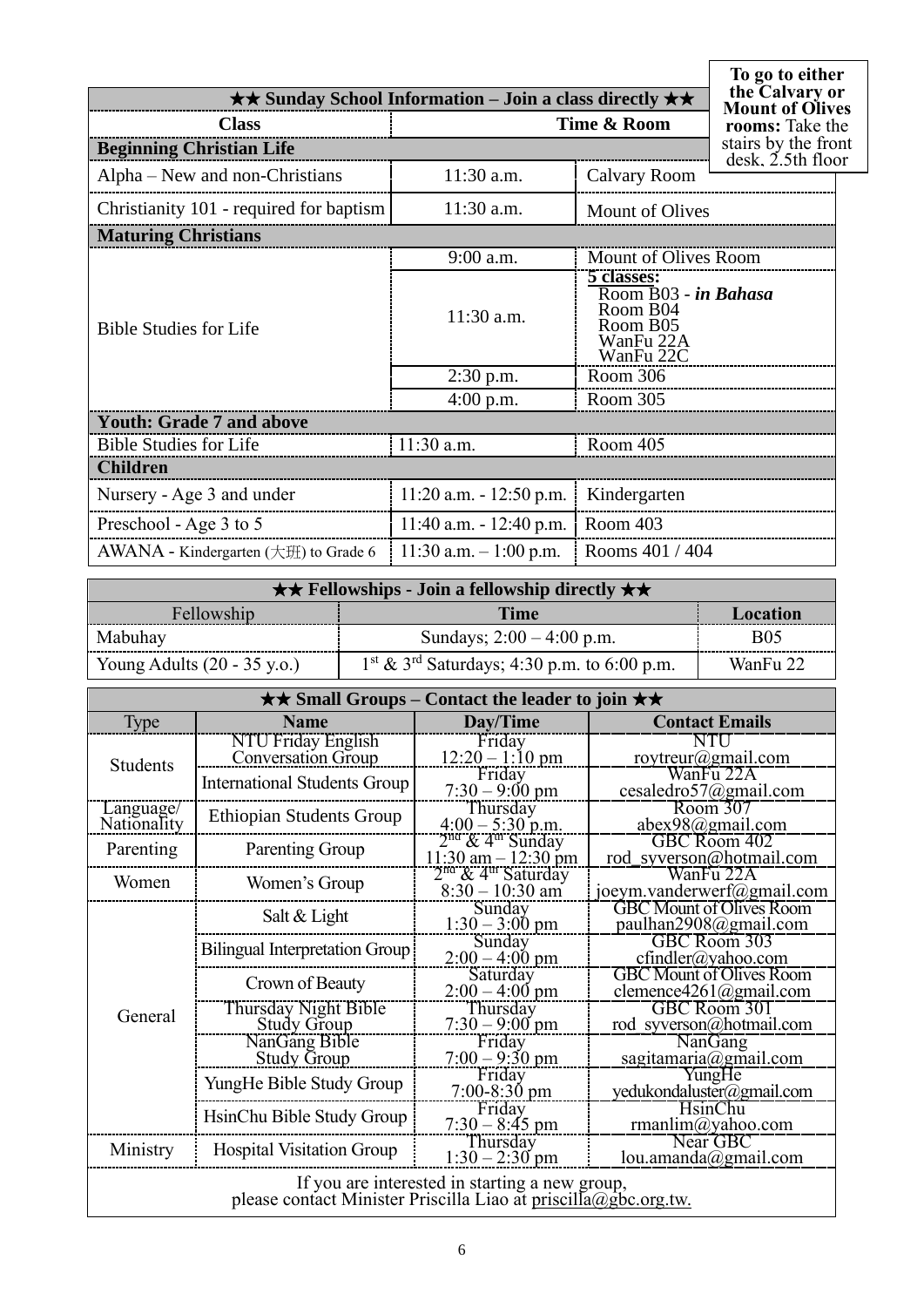**To go to either the Calvary or Mount of Olives rooms:** Take the stairs by the front desk, 2.5th floor

| ★★ Sunday School Information – Join a class directly ★★ | | |
|---|---|---|
| **Class** | **Time & Room** | |
| **Beginning Christian Life** | | |
| Alpha – New and non-Christians | 11:30 a.m. | Calvary Room |
| Christianity 101 - required for baptism | 11:30 a.m. | Mount of Olives |
| **Maturing Christians** | | |
| Bible Studies for Life | 9:00 a.m. | Mount of Olives Room |
| | 11:30 a.m. | **5 classes:** Room B03 - ***in Bahasa*** Room B04 Room B05 WanFu 22A WanFu 22C |
| | 2:30 p.m. | Room 306 |
| | 4:00 p.m. | Room 305 |
| **Youth: Grade 7 and above** | | |
| Bible Studies for Life | 11:30 a.m. | Room 405 |
| **Children** | | |
| Nursery - Age 3 and under | 11:20 a.m. - 12:50 p.m. | Kindergarten |
| Preschool - Age 3 to 5 | 11:40 a.m. - 12:40 p.m. | Room 403 |
| AWANA - Kindergarten (大班) to Grade 6 | 11:30 a.m. – 1:00 p.m. | Rooms 401 / 404 |

| ★★ Fellowships - Join a fellowship directly ★★ | | |
|---|---|---|
| Fellowship | **Time** | **Location** |
| Mabuhay | Sundays; 2:00 – 4:00 p.m. | B05 |
| Young Adults (20 - 35 y.o.) | 1st & 3rd Saturdays; 4:30 p.m. to 6:00 p.m. | WanFu 22 |

| ★★ Small Groups – Contact the leader to join ★★ | | | |
|---|---|---|---|
| Type | **Name** | **Day/Time** | **Contact Emails** |
| Students | NTU Friday English Conversation Group | Friday 12:20 – 1:10 pm | NTU roytreur@gmail.com |
| | International Students Group | Friday 7:30 – 9:00 pm | WanFu 22A cesaledro57@gmail.com |
| Language/ Nationality | Ethiopian Students Group | Thursday 4:00 – 5:30 p.m. | Room 307 abex98@gmail.com |
| Parenting | Parenting Group | 2nd & 4th Sunday 11:30 am – 12:30 pm | GBC Room 402 rod_syverson@hotmail.com |
| Women | Women's Group | 2nd & 4th Saturday 8:30 – 10:30 am | WanFu 22A joeym.vanderwerf@gmail.com |
| General | Salt & Light | Sunday 1:30 – 3:00 pm | GBC Mount of Olives Room paulhan2908@gmail.com |
| | Bilingual Interpretation Group | Sunday 2:00 – 4:00 pm | GBC Room 303 cfindler@yahoo.com |
| | Crown of Beauty | Saturday 2:00 – 4:00 pm | GBC Mount of Olives Room clemence4261@gmail.com |
| | Thursday Night Bible Study Group | Thursday 7:30 – 9:00 pm | GBC Room 301 rod_syverson@hotmail.com |
| | NanGang Bible Study Group | Friday 7:00 – 9:30 pm | NanGang sagitamaria@gmail.com |
| | YungHe Bible Study Group | Friday 7:00-8:30 pm | YungHe yedukondaluster@gmail.com |
| | HsinChu Bible Study Group | Friday 7:30 – 8:45 pm | HsinChu rmanlim@yahoo.com |
| Ministry | Hospital Visitation Group | Thursday 1:30 – 2:30 pm | Near GBC lou.amanda@gmail.com |

If you are interested in starting a new group, please contact Minister Priscilla Liao at priscilla@gbc.org.tw.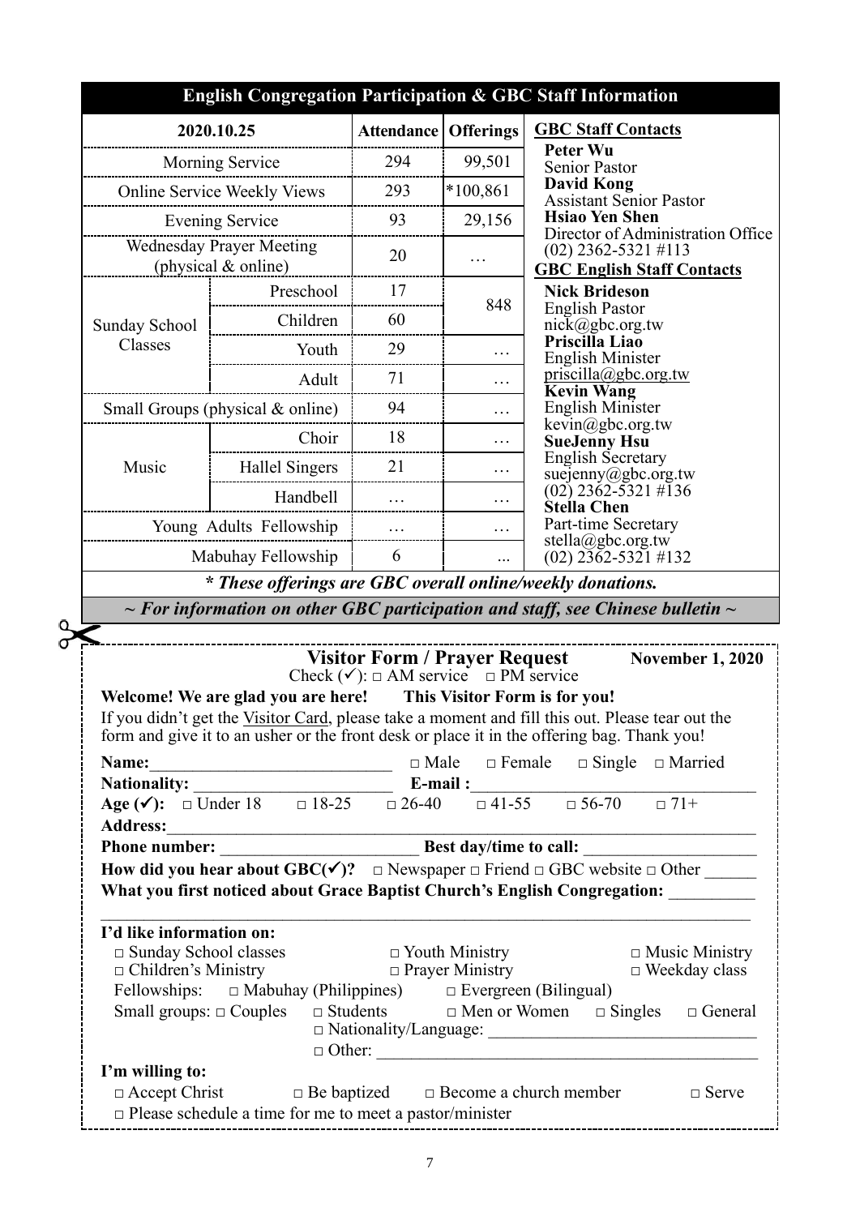## English Congregation Participation & GBC Staff Information

| 2020.10.25 | | Attendance | Offerings |
|---|---|---|---|
| Morning Service | | 294 | 99,501 |
| Online Service Weekly Views | | 293 | *100,861 |
| Evening Service | | 93 | 29,156 |
| Wednesday Prayer Meeting (physical & online) | | 20 | … |
| Sunday School Classes | Preschool | 17 | 848 |
| | Children | 60 | |
| | Youth | 29 | … |
| | Adult | 71 | … |
| Small Groups (physical & online) | | 94 | … |
| Music | Choir | 18 | … |
| | Hallel Singers | 21 | … |
| | Handbell | … | … |
| Young Adults Fellowship | | … | … |
| Mabuhay Fellowship | | 6 | ... |

**GBC Staff Contacts**

**Peter Wu**
Senior Pastor

**David Kong**
Assistant Senior Pastor

**Hsiao Yen Shen**
Director of Administration Office
(02) 2362-5321 #113

**GBC English Staff Contacts**

**Nick Brideson**
English Pastor
nick@gbc.org.tw

**Priscilla Liao**
English Minister
priscilla@gbc.org.tw

**Kevin Wang**
English Minister
kevin@gbc.org.tw

**SueJenny Hsu**
English Secretary
suejenny@gbc.org.tw
(02) 2362-5321 #136

**Stella Chen**
Part-time Secretary
stella@gbc.org.tw
(02) 2362-5321 #132

***These offerings are GBC overall online/weekly donations.**

***~ For information on other GBC participation and staff, see Chinese bulletin ~***

---

### Visitor Form / Prayer Request — November 1, 2020

Check (✓): □ AM service □ PM service

**Welcome! We are glad you are here! This Visitor Form is for you!**

If you didn't get the Visitor Card, please take a moment and fill this out. Please tear out the form and give it to an usher or the front desk or place it in the offering bag. Thank you!

**Name:**____________________________ □ Male □ Female □ Single □ Married

**Nationality:** _______________________ **E-mail :**_______________________________

**Age (✓):** □ Under 18 □ 18-25 □ 26-40 □ 41-55 □ 56-70 □ 71+

**Address:**_________________________________________________________________

**Phone number:** ______________________ **Best day/time to call:** ___________________

**How did you hear about GBC(✓)?** □ Newspaper □ Friend □ GBC website □ Other ______

**What you first noticed about Grace Baptist Church's English Congregation:** __________

_____________________________________________________________________________

**I'd like information on:**

□ Sunday School classes □ Youth Ministry □ Music Ministry
□ Children's Ministry □ Prayer Ministry □ Weekday class

Fellowships: □ Mabuhay (Philippines) □ Evergreen (Bilingual)

Small groups: □ Couples □ Students □ Men or Women □ Singles □ General
□ Nationality/Language: ______________________________
□ Other: ____________________________________________

**I'm willing to:**

□ Accept Christ □ Be baptized □ Become a church member □ Serve
□ Please schedule a time for me to meet a pastor/minister